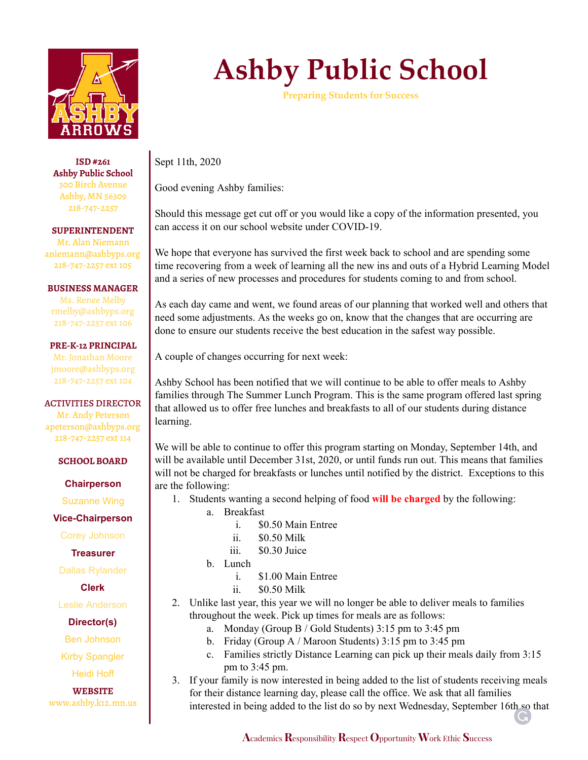# Ashby Public School

Preparing Students for Success

**ISD #261**
**Ashby Public School**
300 Birch Avenue
Ashby, MN 56309
218-747-2257

**SUPERINTENDENT**
Mr. Alan Niemann
aniemann@ashbyps.org
218-747-2257 ext 105

**BUSINESS MANAGER**
Ms. Renee Melby
rmelby@ashbyps.org
218-747-2257 ext 106

**PRE-K-12 PRINCIPAL**
Mr. Jonathan Moore
jmoore@ashbyps.org
218-747-2257 ext 104

**ACTIVITIES DIRECTOR**
Mr. Andy Peterson
apeterson@ashbyps.org
218-747-2257 ext 114

**SCHOOL BOARD**

**Chairperson**
Suzanne Wing

**Vice-Chairperson**
Corey Johnson

**Treasurer**
Dallas Rylander

**Clerk**
Leslie Anderson

**Director(s)**
Ben Johnson
Kirby Spangler
Heidi Hoff

**WEBSITE**
www.ashby.k12.mn.us

Sept 11th, 2020

Good evening Ashby families:

Should this message get cut off or you would like a copy of the information presented, you can access it on our school website under COVID-19.

We hope that everyone has survived the first week back to school and are spending some time recovering from a week of learning all the new ins and outs of a Hybrid Learning Model and a series of new processes and procedures for students coming to and from school.

As each day came and went, we found areas of our planning that worked well and others that need some adjustments. As the weeks go on, know that the changes that are occurring are done to ensure our students receive the best education in the safest way possible.

A couple of changes occurring for next week:

Ashby School has been notified that we will continue to be able to offer meals to Ashby families through The Summer Lunch Program. This is the same program offered last spring that allowed us to offer free lunches and breakfasts to all of our students during distance learning.

We will be able to continue to offer this program starting on Monday, September 14th, and will be available until December 31st, 2020, or until funds run out. This means that families will not be charged for breakfasts or lunches until notified by the district. Exceptions to this are the following:

1. Students wanting a second helping of food **will be charged** by the following:
   a. Breakfast
      i. $0.50 Main Entree
      ii. $0.50 Milk
      iii. $0.30 Juice
   b. Lunch
      i. $1.00 Main Entree
      ii. $0.50 Milk
2. Unlike last year, this year we will no longer be able to deliver meals to families throughout the week. Pick up times for meals are as follows:
   a. Monday (Group B / Gold Students) 3:15 pm to 3:45 pm
   b. Friday (Group A / Maroon Students) 3:15 pm to 3:45 pm
   c. Families strictly Distance Learning can pick up their meals daily from 3:15 pm to 3:45 pm.
3. If your family is now interested in being added to the list of students receiving meals for their distance learning day, please call the office. We ask that all families interested in being added to the list do so by next Wednesday, September 16th so that

Academics Responsibility Respect Opportunity Work Ethic Success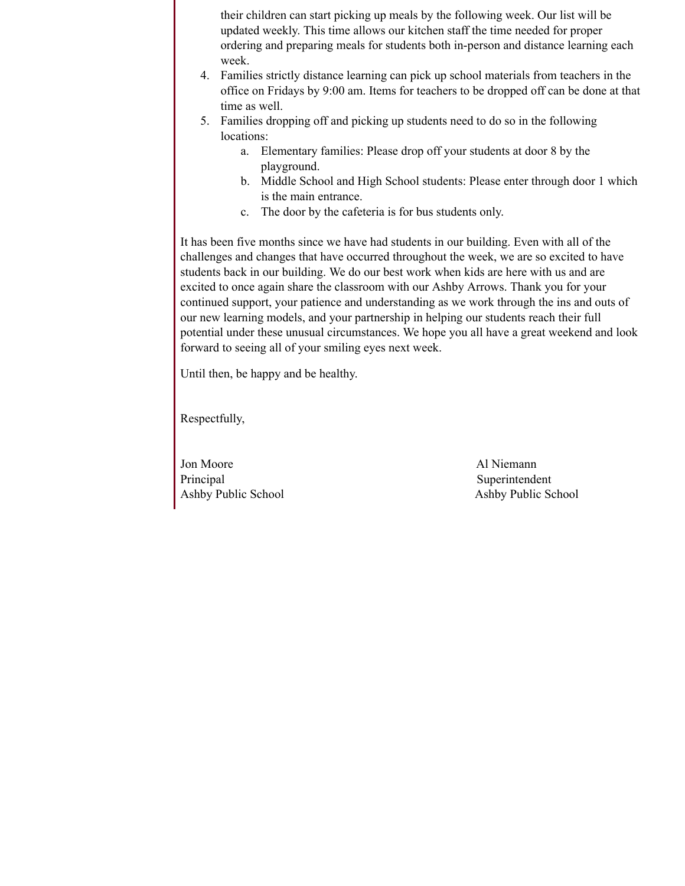their children can start picking up meals by the following week. Our list will be updated weekly. This time allows our kitchen staff the time needed for proper ordering and preparing meals for students both in-person and distance learning each week.

4. Families strictly distance learning can pick up school materials from teachers in the office on Fridays by 9:00 am. Items for teachers to be dropped off can be done at that time as well.
5. Families dropping off and picking up students need to do so in the following locations:
    a. Elementary families: Please drop off your students at door 8 by the playground.
    b. Middle School and High School students: Please enter through door 1 which is the main entrance.
    c. The door by the cafeteria is for bus students only.

It has been five months since we have had students in our building. Even with all of the challenges and changes that have occurred throughout the week, we are so excited to have students back in our building. We do our best work when kids are here with us and are excited to once again share the classroom with our Ashby Arrows. Thank you for your continued support, your patience and understanding as we work through the ins and outs of our new learning models, and your partnership in helping our students reach their full potential under these unusual circumstances. We hope you all have a great weekend and look forward to seeing all of your smiling eyes next week.

Until then, be happy and be healthy.

Respectfully,

Jon Moore
Principal
Ashby Public School

Al Niemann
Superintendent
Ashby Public School